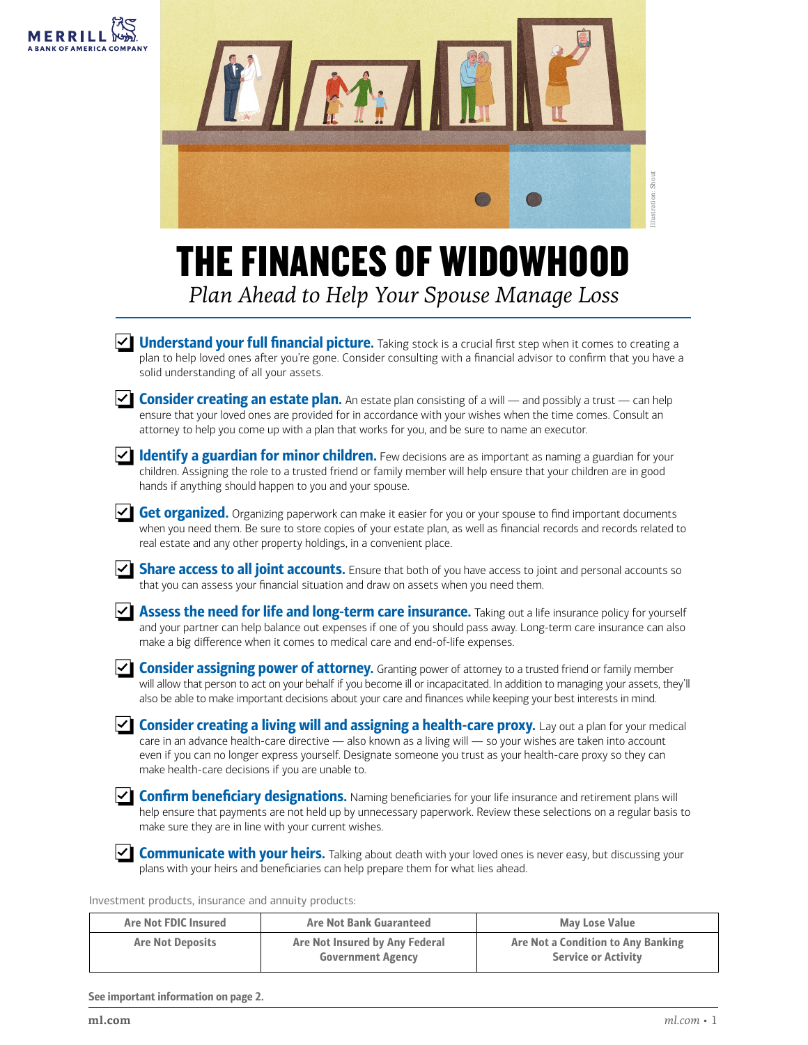MERRILL
A BANK OF AMERICA COMPANY

Illustration: Shout

# THE FINANCES OF WIDOWHOOD

*Plan Ahead to Help Your Spouse Manage Loss*

- ☑ **Understand your full financial picture.** Taking stock is a crucial first step when it comes to creating a plan to help loved ones after you're gone. Consider consulting with a financial advisor to confirm that you have a solid understanding of all your assets.
- ☑ **Consider creating an estate plan.** An estate plan consisting of a will — and possibly a trust — can help ensure that your loved ones are provided for in accordance with your wishes when the time comes. Consult an attorney to help you come up with a plan that works for you, and be sure to name an executor.
- ☑ **Identify a guardian for minor children.** Few decisions are as important as naming a guardian for your children. Assigning the role to a trusted friend or family member will help ensure that your children are in good hands if anything should happen to you and your spouse.
- ☑ **Get organized.** Organizing paperwork can make it easier for you or your spouse to find important documents when you need them. Be sure to store copies of your estate plan, as well as financial records and records related to real estate and any other property holdings, in a convenient place.
- ☑ **Share access to all joint accounts.** Ensure that both of you have access to joint and personal accounts so that you can assess your financial situation and draw on assets when you need them.
- ☑ **Assess the need for life and long-term care insurance.** Taking out a life insurance policy for yourself and your partner can help balance out expenses if one of you should pass away. Long-term care insurance can also make a big difference when it comes to medical care and end-of-life expenses.
- ☑ **Consider assigning power of attorney.** Granting power of attorney to a trusted friend or family member will allow that person to act on your behalf if you become ill or incapacitated. In addition to managing your assets, they'll also be able to make important decisions about your care and finances while keeping your best interests in mind.
- ☑ **Consider creating a living will and assigning a health-care proxy.** Lay out a plan for your medical care in an advance health-care directive — also known as a living will — so your wishes are taken into account even if you can no longer express yourself. Designate someone you trust as your health-care proxy so they can make health-care decisions if you are unable to.
- ☑ **Confirm beneficiary designations.** Naming beneficiaries for your life insurance and retirement plans will help ensure that payments are not held up by unnecessary paperwork. Review these selections on a regular basis to make sure they are in line with your current wishes.
- ☑ **Communicate with your heirs.** Talking about death with your loved ones is never easy, but discussing your plans with your heirs and beneficiaries can help prepare them for what lies ahead.

Investment products, insurance and annuity products:

| Are Not FDIC Insured | Are Not Bank Guaranteed | May Lose Value |
|---|---|---|
| Are Not Deposits | Are Not Insured by Any Federal Government Agency | Are Not a Condition to Any Banking Service or Activity |

**See important information on page 2.**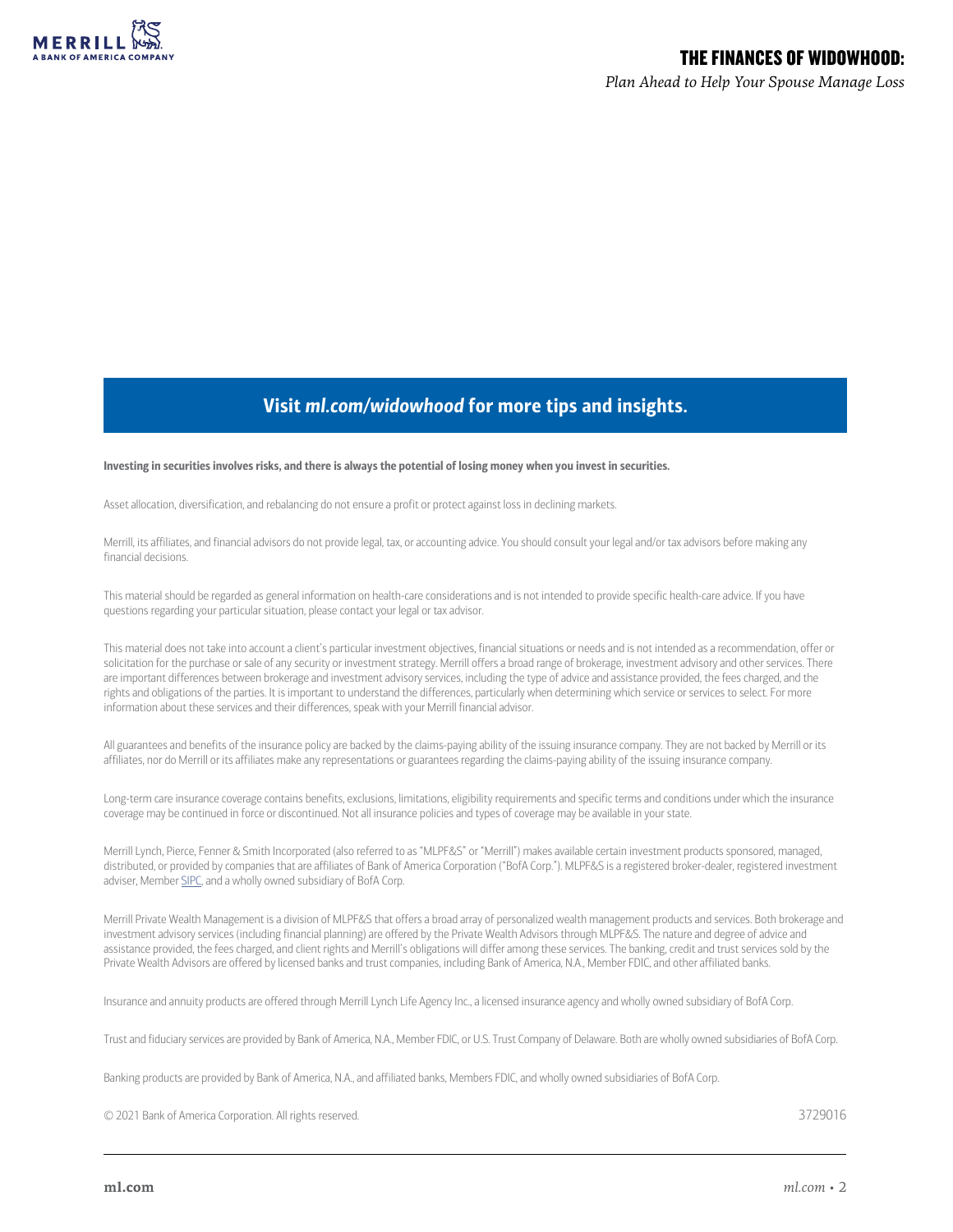**Visit *ml.com/widowhood* for more tips and insights.**

**Investing in securities involves risks, and there is always the potential of losing money when you invest in securities.**

Asset allocation, diversification, and rebalancing do not ensure a profit or protect against loss in declining markets.

Merrill, its affiliates, and financial advisors do not provide legal, tax, or accounting advice. You should consult your legal and/or tax advisors before making any financial decisions.

This material should be regarded as general information on health-care considerations and is not intended to provide specific health-care advice. If you have questions regarding your particular situation, please contact your legal or tax advisor.

This material does not take into account a client's particular investment objectives, financial situations or needs and is not intended as a recommendation, offer or solicitation for the purchase or sale of any security or investment strategy. Merrill offers a broad range of brokerage, investment advisory and other services. There are important differences between brokerage and investment advisory services, including the type of advice and assistance provided, the fees charged, and the rights and obligations of the parties. It is important to understand the differences, particularly when determining which service or services to select. For more information about these services and their differences, speak with your Merrill financial advisor.

All guarantees and benefits of the insurance policy are backed by the claims-paying ability of the issuing insurance company. They are not backed by Merrill or its affiliates, nor do Merrill or its affiliates make any representations or guarantees regarding the claims-paying ability of the issuing insurance company.

Long-term care insurance coverage contains benefits, exclusions, limitations, eligibility requirements and specific terms and conditions under which the insurance coverage may be continued in force or discontinued. Not all insurance policies and types of coverage may be available in your state.

Merrill Lynch, Pierce, Fenner & Smith Incorporated (also referred to as "MLPF&S" or "Merrill") makes available certain investment products sponsored, managed, distributed, or provided by companies that are affiliates of Bank of America Corporation ("BofA Corp."). MLPF&S is a registered broker-dealer, registered investment adviser, Member SIPC, and a wholly owned subsidiary of BofA Corp.

Merrill Private Wealth Management is a division of MLPF&S that offers a broad array of personalized wealth management products and services. Both brokerage and investment advisory services (including financial planning) are offered by the Private Wealth Advisors through MLPF&S. The nature and degree of advice and assistance provided, the fees charged, and client rights and Merrill's obligations will differ among these services. The banking, credit and trust services sold by the Private Wealth Advisors are offered by licensed banks and trust companies, including Bank of America, N.A., Member FDIC, and other affiliated banks.

Insurance and annuity products are offered through Merrill Lynch Life Agency Inc., a licensed insurance agency and wholly owned subsidiary of BofA Corp.

Trust and fiduciary services are provided by Bank of America, N.A., Member FDIC, or U.S. Trust Company of Delaware. Both are wholly owned subsidiaries of BofA Corp.

Banking products are provided by Bank of America, N.A., and affiliated banks, Members FDIC, and wholly owned subsidiaries of BofA Corp.

© 2021 Bank of America Corporation. All rights reserved.

3729016